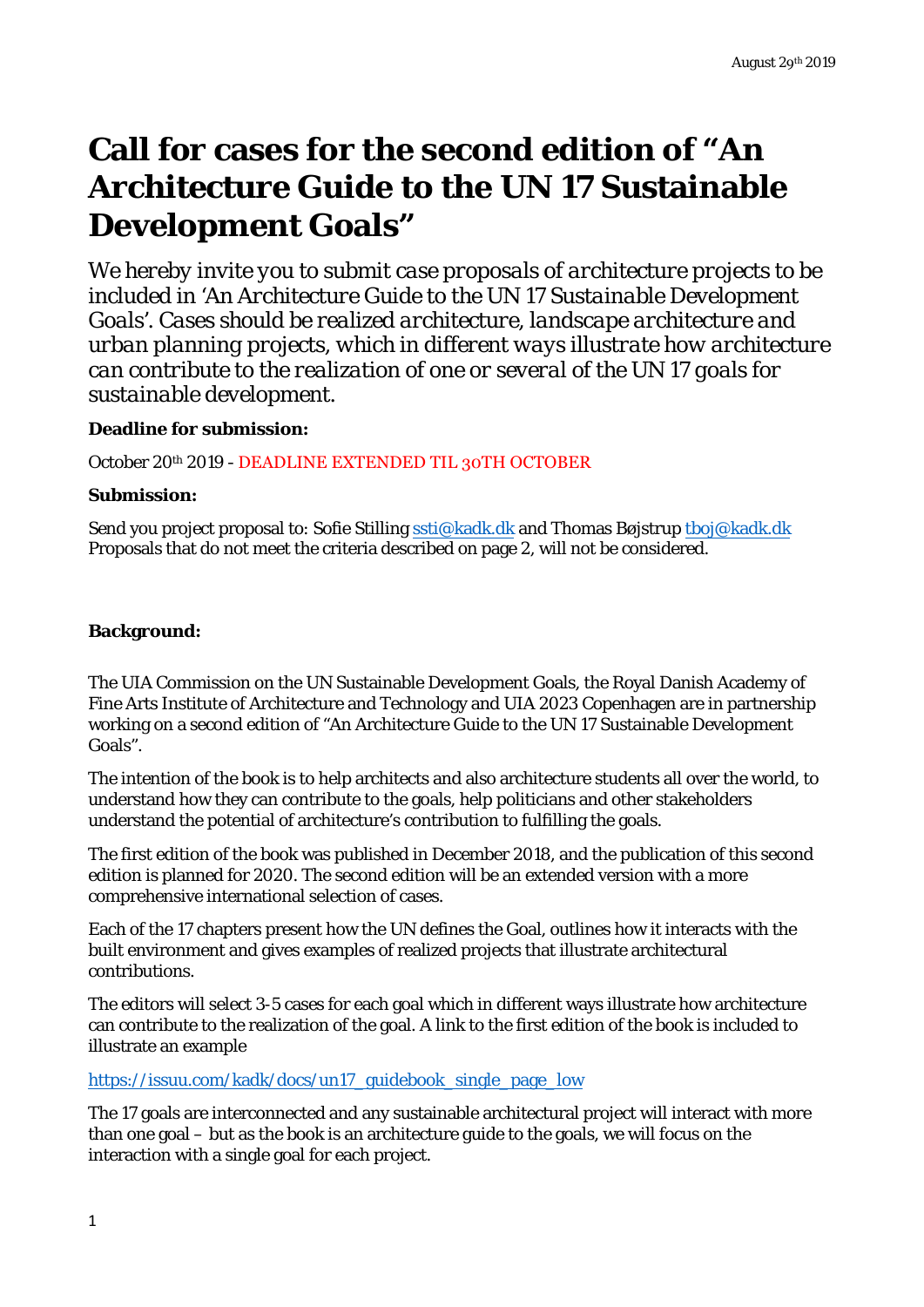August 29th 2019

# Call for cases for the second edition of "An Architecture Guide to the UN 17 Sustainable Development Goals"

*We hereby invite you to submit case proposals of architecture projects to be included in 'An Architecture Guide to the UN 17 Sustainable Development Goals'. Cases should be realized architecture, landscape architecture and urban planning projects, which in different ways illustrate how architecture can contribute to the realization of one or several of the UN 17 goals for sustainable development.*

**Deadline for submission:**

October 20th 2019 - DEADLINE EXTENDED TIL 30TH OCTOBER

**Submission:**

Send you project proposal to: Sofie Stilling ssti@kadk.dk and Thomas Bøjstrup tboj@kadk.dk
Proposals that do not meet the criteria described on page 2, will not be considered.

**Background:**

The UIA Commission on the UN Sustainable Development Goals, the Royal Danish Academy of Fine Arts Institute of Architecture and Technology and UIA 2023 Copenhagen are in partnership working on a second edition of "An Architecture Guide to the UN 17 Sustainable Development Goals".

The intention of the book is to help architects and also architecture students all over the world, to understand how they can contribute to the goals, help politicians and other stakeholders understand the potential of architecture's contribution to fulfilling the goals.

The first edition of the book was published in December 2018, and the publication of this second edition is planned for 2020. The second edition will be an extended version with a more comprehensive international selection of cases.

Each of the 17 chapters present how the UN defines the Goal, outlines how it interacts with the built environment and gives examples of realized projects that illustrate architectural contributions.

The editors will select 3-5 cases for each goal which in different ways illustrate how architecture can contribute to the realization of the goal. A link to the first edition of the book is included to illustrate an example

https://issuu.com/kadk/docs/un17_guidebook_single_page_low

The 17 goals are interconnected and any sustainable architectural project will interact with more than one goal – but as the book is an architecture guide to the goals, we will focus on the interaction with a single goal for each project.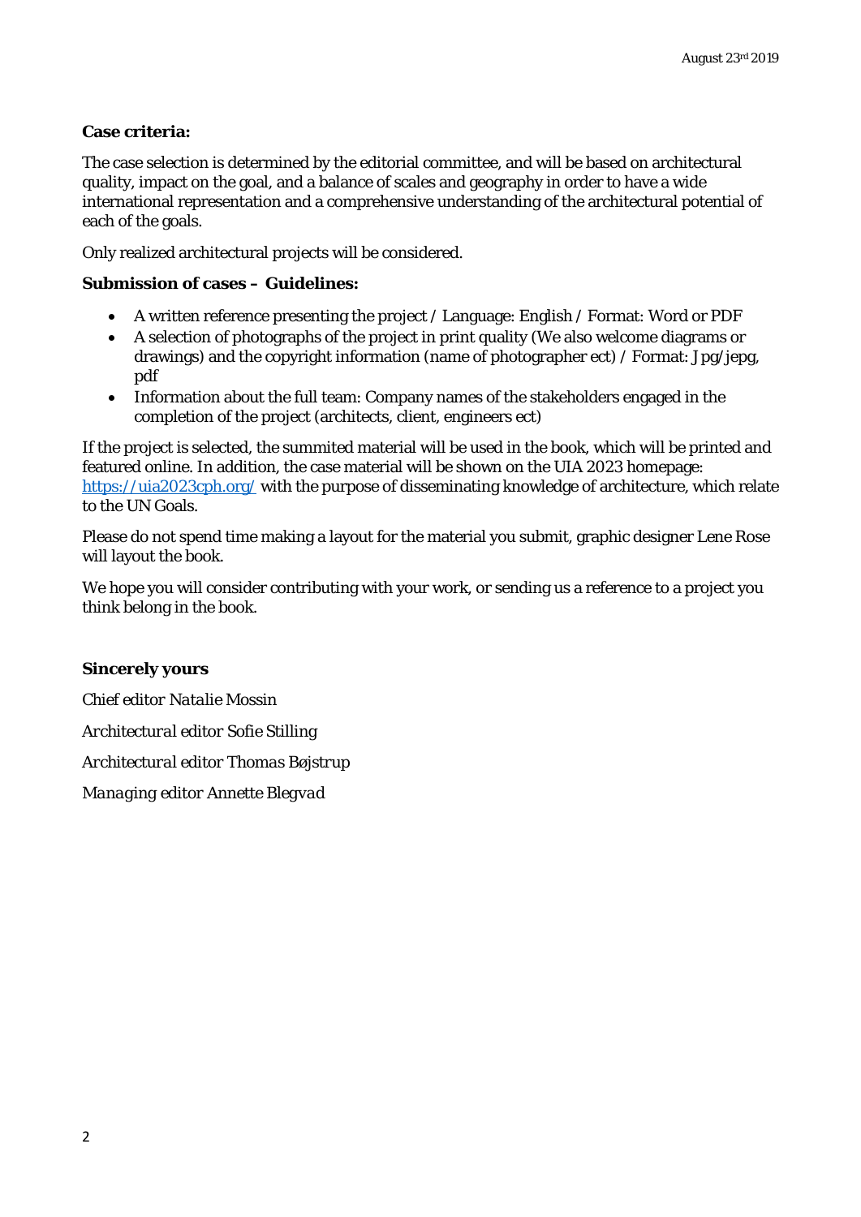August 23rd 2019

**Case criteria:**

The case selection is determined by the editorial committee, and will be based on architectural quality, impact on the goal, and a balance of scales and geography in order to have a wide international representation and a comprehensive understanding of the architectural potential of each of the goals.

Only realized architectural projects will be considered.

**Submission of cases – Guidelines:**

- A written reference presenting the project / Language: English / Format: Word or PDF
- A selection of photographs of the project in print quality (We also welcome diagrams or drawings) and the copyright information (name of photographer ect) / Format: Jpg/jepg, pdf
- Information about the full team: Company names of the stakeholders engaged in the completion of the project (architects, client, engineers ect)

If the project is selected, the summited material will be used in the book, which will be printed and featured online. In addition, the case material will be shown on the UIA 2023 homepage: https://uia2023cph.org/ with the purpose of disseminating knowledge of architecture, which relate to the UN Goals.

Please do not spend time making a layout for the material you submit, graphic designer Lene Rose will layout the book.

We hope you will consider contributing with your work, or sending us a reference to a project you think belong in the book.

**Sincerely yours**

*Chief editor Natalie Mossin*

*Architectural editor Sofie Stilling*

*Architectural editor Thomas Bøjstrup*

*Managing editor Annette Blegvad*